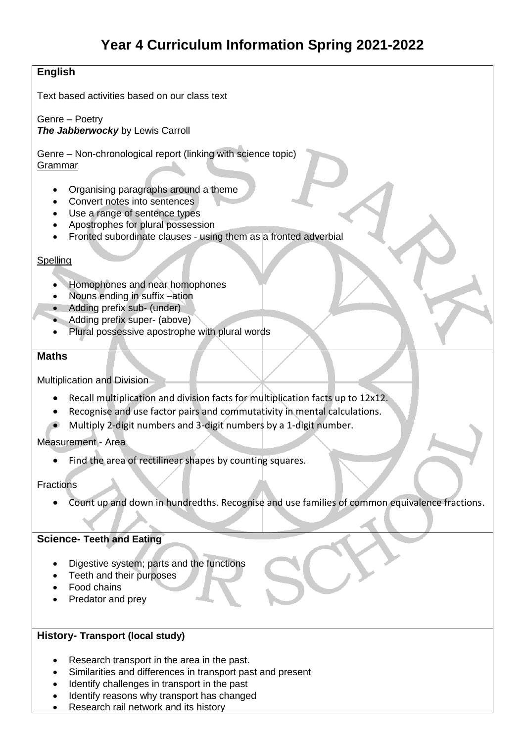# Year 4 Curriculum Information Spring 2021-2022

## English

Text based activities based on our class text

Genre – Poetry
***The Jabberwocky*** by Lewis Carroll

Genre – Non-chronological report (linking with science topic)
<u>Grammar</u>

- Organising paragraphs around a theme
- Convert notes into sentences
- Use a range of sentence types
- Apostrophes for plural possession
- Fronted subordinate clauses - using them as a fronted adverbial

<u>Spelling</u>

- Homophones and near homophones
- Nouns ending in suffix –ation
- Adding prefix sub- (under)
- Adding prefix super- (above)
- Plural possessive apostrophe with plural words

## Maths

Multiplication and Division

- Recall multiplication and division facts for multiplication facts up to 12x12.
- Recognise and use factor pairs and commutativity in mental calculations.
- Multiply 2-digit numbers and 3-digit numbers by a 1-digit number.

Measurement - Area

- Find the area of rectilinear shapes by counting squares.

Fractions

- Count up and down in hundredths. Recognise and use families of common equivalence fractions.

## Science- Teeth and Eating

- Digestive system; parts and the functions
- Teeth and their purposes
- Food chains
- Predator and prey

## History- Transport (local study)

- Research transport in the area in the past.
- Similarities and differences in transport past and present
- Identify challenges in transport in the past
- Identify reasons why transport has changed
- Research rail network and its history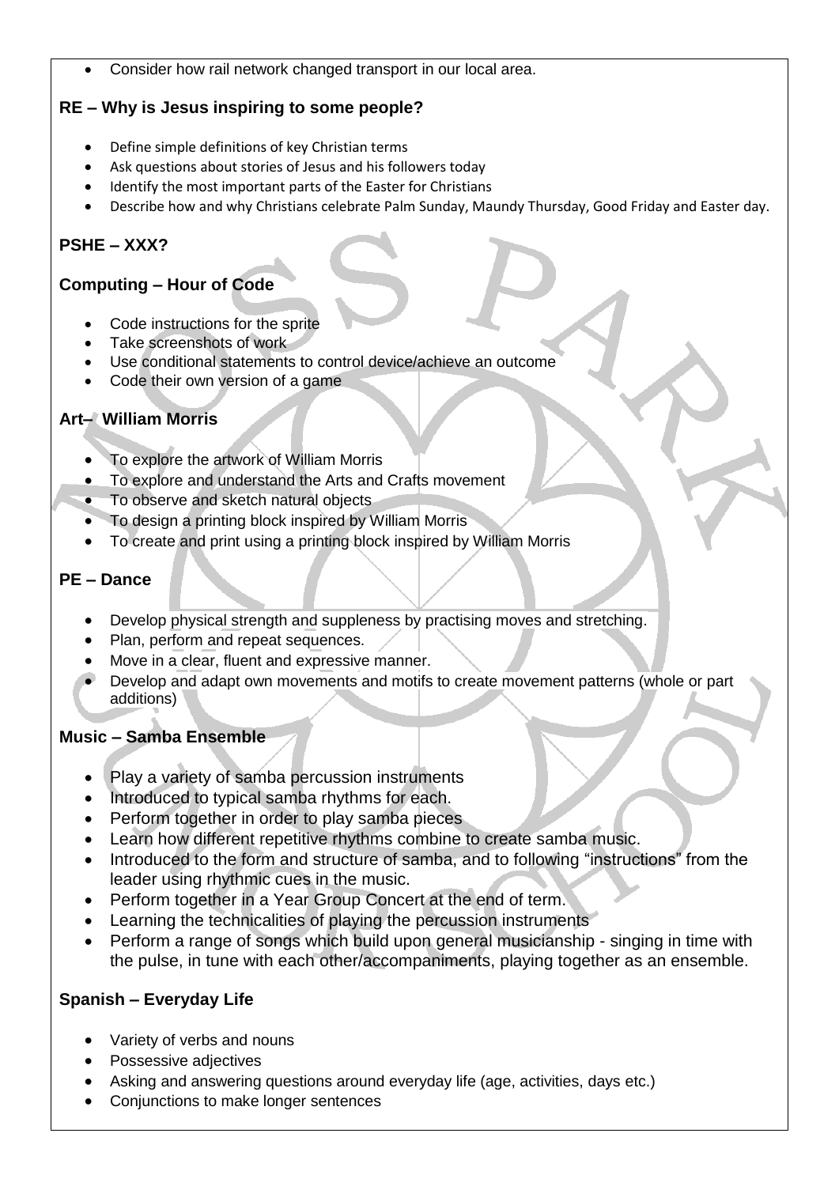- Consider how rail network changed transport in our local area.

### RE – Why is Jesus inspiring to some people?

- Define simple definitions of key Christian terms
- Ask questions about stories of Jesus and his followers today
- Identify the most important parts of the Easter for Christians
- Describe how and why Christians celebrate Palm Sunday, Maundy Thursday, Good Friday and Easter day.

### PSHE – XXX?

### Computing – Hour of Code

- Code instructions for the sprite
- Take screenshots of work
- Use conditional statements to control device/achieve an outcome
- Code their own version of a game

### Art– William Morris

- To explore the artwork of William Morris
- To explore and understand the Arts and Crafts movement
- To observe and sketch natural objects
- To design a printing block inspired by William Morris
- To create and print using a printing block inspired by William Morris

### PE – Dance

- Develop physical strength and suppleness by practising moves and stretching.
- Plan, perform and repeat sequences.
- Move in a clear, fluent and expressive manner.
- Develop and adapt own movements and motifs to create movement patterns (whole or part additions)

### Music – Samba Ensemble

- Play a variety of samba percussion instruments
- Introduced to typical samba rhythms for each.
- Perform together in order to play samba pieces
- Learn how different repetitive rhythms combine to create samba music.
- Introduced to the form and structure of samba, and to following "instructions" from the leader using rhythmic cues in the music.
- Perform together in a Year Group Concert at the end of term.
- Learning the technicalities of playing the percussion instruments
- Perform a range of songs which build upon general musicianship - singing in time with the pulse, in tune with each other/accompaniments, playing together as an ensemble.

### Spanish – Everyday Life

- Variety of verbs and nouns
- Possessive adjectives
- Asking and answering questions around everyday life (age, activities, days etc.)
- Conjunctions to make longer sentences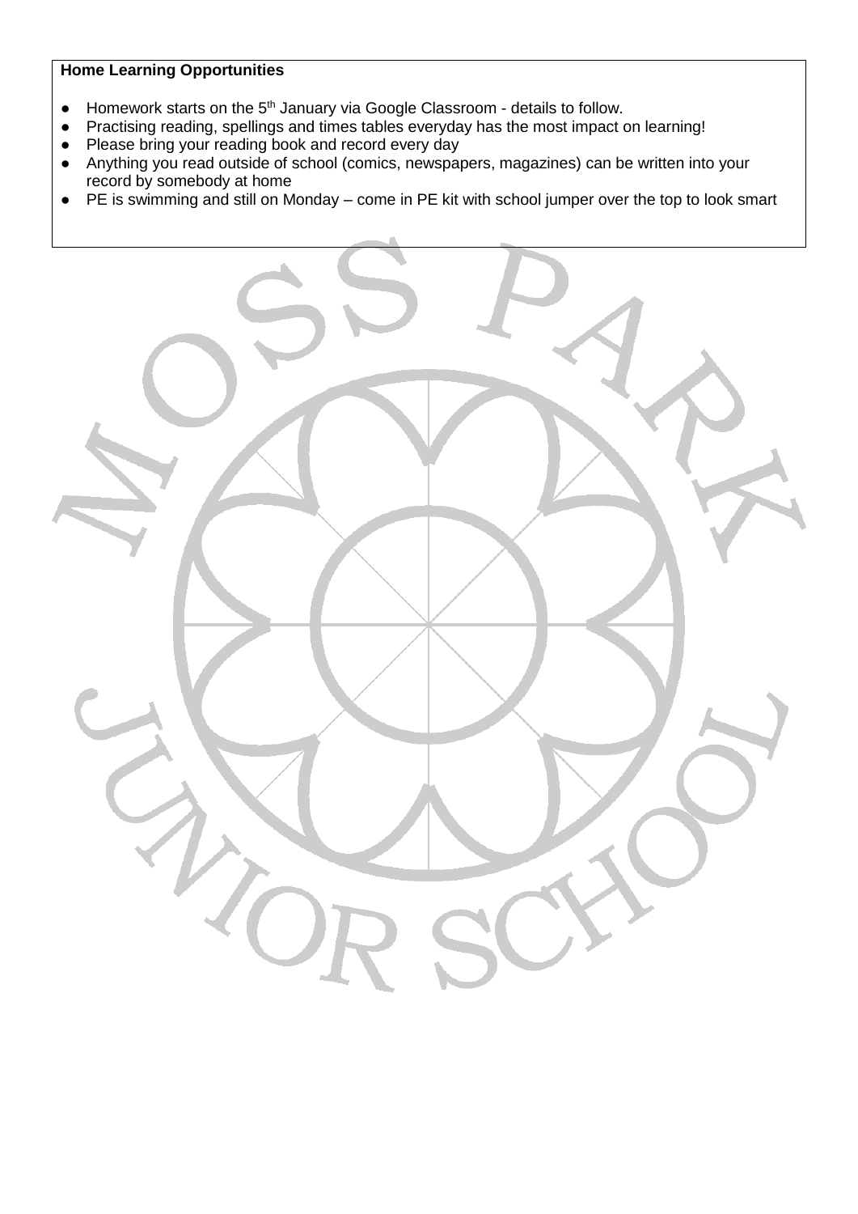**Home Learning Opportunities**

- Homework starts on the 5th January via Google Classroom - details to follow.
- Practising reading, spellings and times tables everyday has the most impact on learning!
- Please bring your reading book and record every day
- Anything you read outside of school (comics, newspapers, magazines) can be written into your record by somebody at home
- PE is swimming and still on Monday – come in PE kit with school jumper over the top to look smart